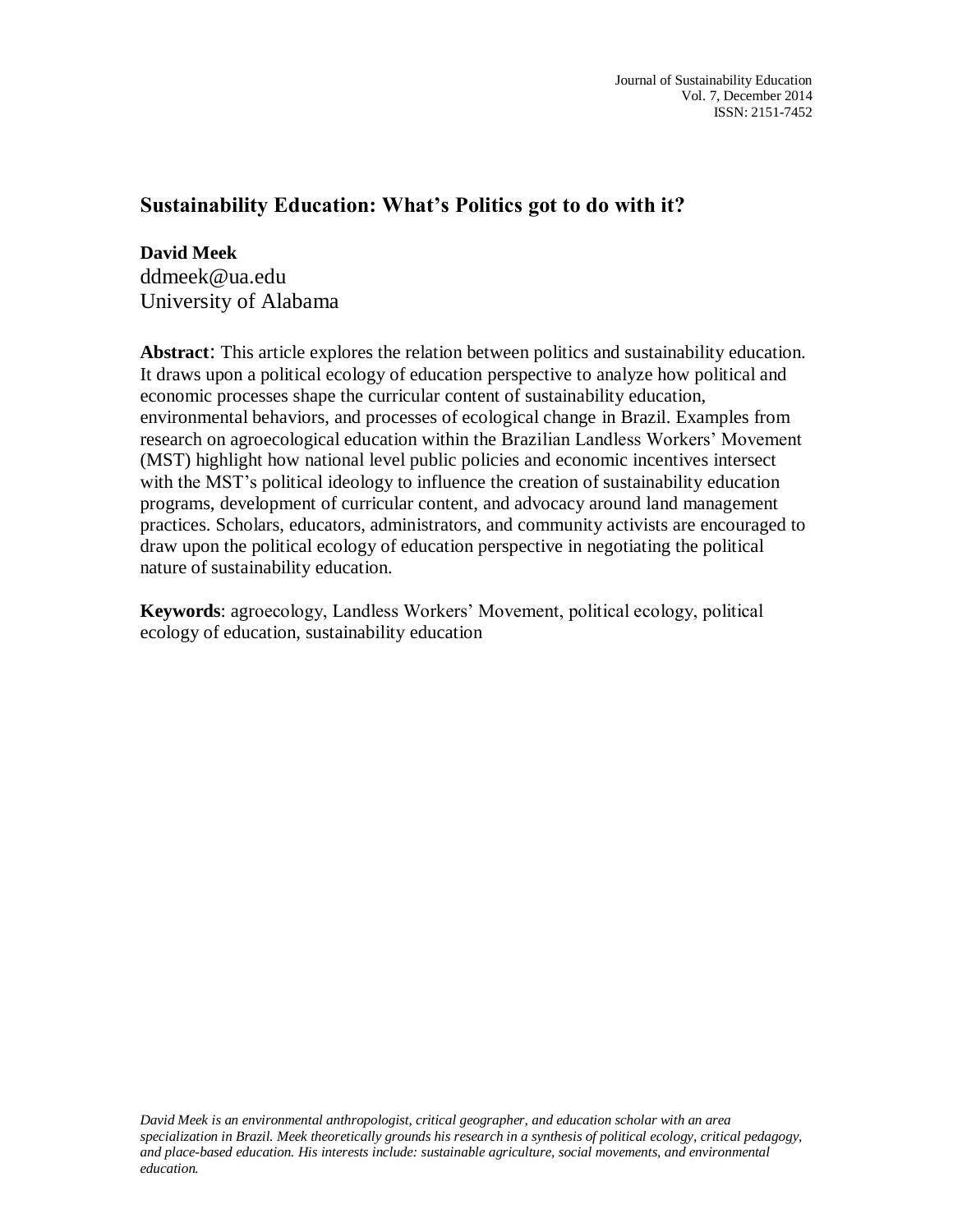# Sustainability Education: What's Politics got to do with it?

**David Meek**
ddmeek@ua.edu
University of Alabama

**Abstract**: This article explores the relation between politics and sustainability education. It draws upon a political ecology of education perspective to analyze how political and economic processes shape the curricular content of sustainability education, environmental behaviors, and processes of ecological change in Brazil. Examples from research on agroecological education within the Brazilian Landless Workers' Movement (MST) highlight how national level public policies and economic incentives intersect with the MST's political ideology to influence the creation of sustainability education programs, development of curricular content, and advocacy around land management practices. Scholars, educators, administrators, and community activists are encouraged to draw upon the political ecology of education perspective in negotiating the political nature of sustainability education.

**Keywords**: agroecology, Landless Workers' Movement, political ecology, political ecology of education, sustainability education

*David Meek is an environmental anthropologist, critical geographer, and education scholar with an area specialization in Brazil. Meek theoretically grounds his research in a synthesis of political ecology, critical pedagogy, and place-based education. His interests include: sustainable agriculture, social movements, and environmental education.*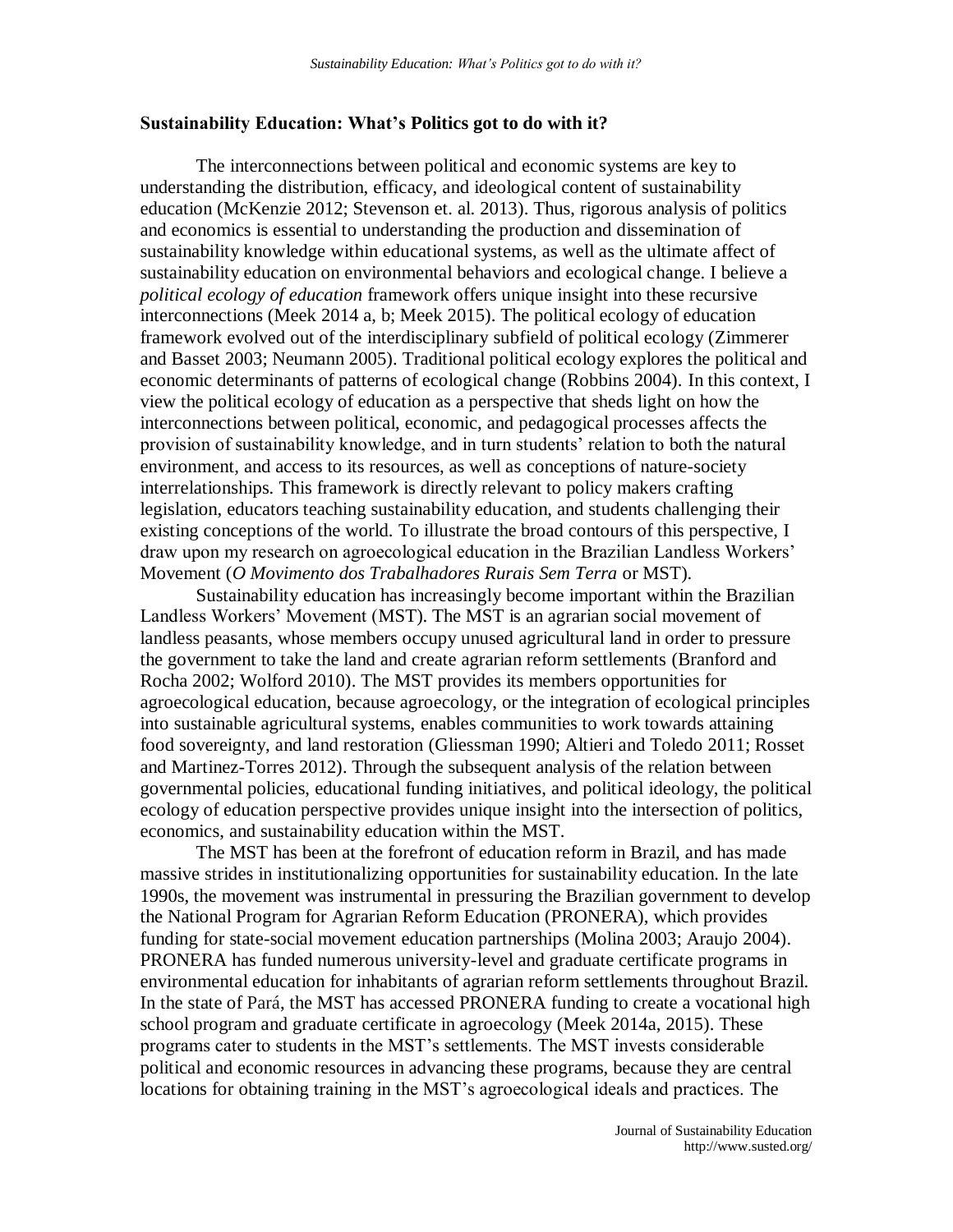## Sustainability Education: What's Politics got to do with it?

The interconnections between political and economic systems are key to understanding the distribution, efficacy, and ideological content of sustainability education (McKenzie 2012; Stevenson et. al. 2013). Thus, rigorous analysis of politics and economics is essential to understanding the production and dissemination of sustainability knowledge within educational systems, as well as the ultimate affect of sustainability education on environmental behaviors and ecological change. I believe a *political ecology of education* framework offers unique insight into these recursive interconnections (Meek 2014 a, b; Meek 2015). The political ecology of education framework evolved out of the interdisciplinary subfield of political ecology (Zimmerer and Basset 2003; Neumann 2005). Traditional political ecology explores the political and economic determinants of patterns of ecological change (Robbins 2004). In this context, I view the political ecology of education as a perspective that sheds light on how the interconnections between political, economic, and pedagogical processes affects the provision of sustainability knowledge, and in turn students' relation to both the natural environment, and access to its resources, as well as conceptions of nature-society interrelationships. This framework is directly relevant to policy makers crafting legislation, educators teaching sustainability education, and students challenging their existing conceptions of the world. To illustrate the broad contours of this perspective, I draw upon my research on agroecological education in the Brazilian Landless Workers' Movement (*O Movimento dos Trabalhadores Rurais Sem Terra* or MST).

Sustainability education has increasingly become important within the Brazilian Landless Workers' Movement (MST). The MST is an agrarian social movement of landless peasants, whose members occupy unused agricultural land in order to pressure the government to take the land and create agrarian reform settlements (Branford and Rocha 2002; Wolford 2010). The MST provides its members opportunities for agroecological education, because agroecology, or the integration of ecological principles into sustainable agricultural systems, enables communities to work towards attaining food sovereignty, and land restoration (Gliessman 1990; Altieri and Toledo 2011; Rosset and Martinez-Torres 2012). Through the subsequent analysis of the relation between governmental policies, educational funding initiatives, and political ideology, the political ecology of education perspective provides unique insight into the intersection of politics, economics, and sustainability education within the MST.

The MST has been at the forefront of education reform in Brazil, and has made massive strides in institutionalizing opportunities for sustainability education. In the late 1990s, the movement was instrumental in pressuring the Brazilian government to develop the National Program for Agrarian Reform Education (PRONERA), which provides funding for state-social movement education partnerships (Molina 2003; Araujo 2004). PRONERA has funded numerous university-level and graduate certificate programs in environmental education for inhabitants of agrarian reform settlements throughout Brazil. In the state of Pará, the MST has accessed PRONERA funding to create a vocational high school program and graduate certificate in agroecology (Meek 2014a, 2015). These programs cater to students in the MST's settlements. The MST invests considerable political and economic resources in advancing these programs, because they are central locations for obtaining training in the MST's agroecological ideals and practices. The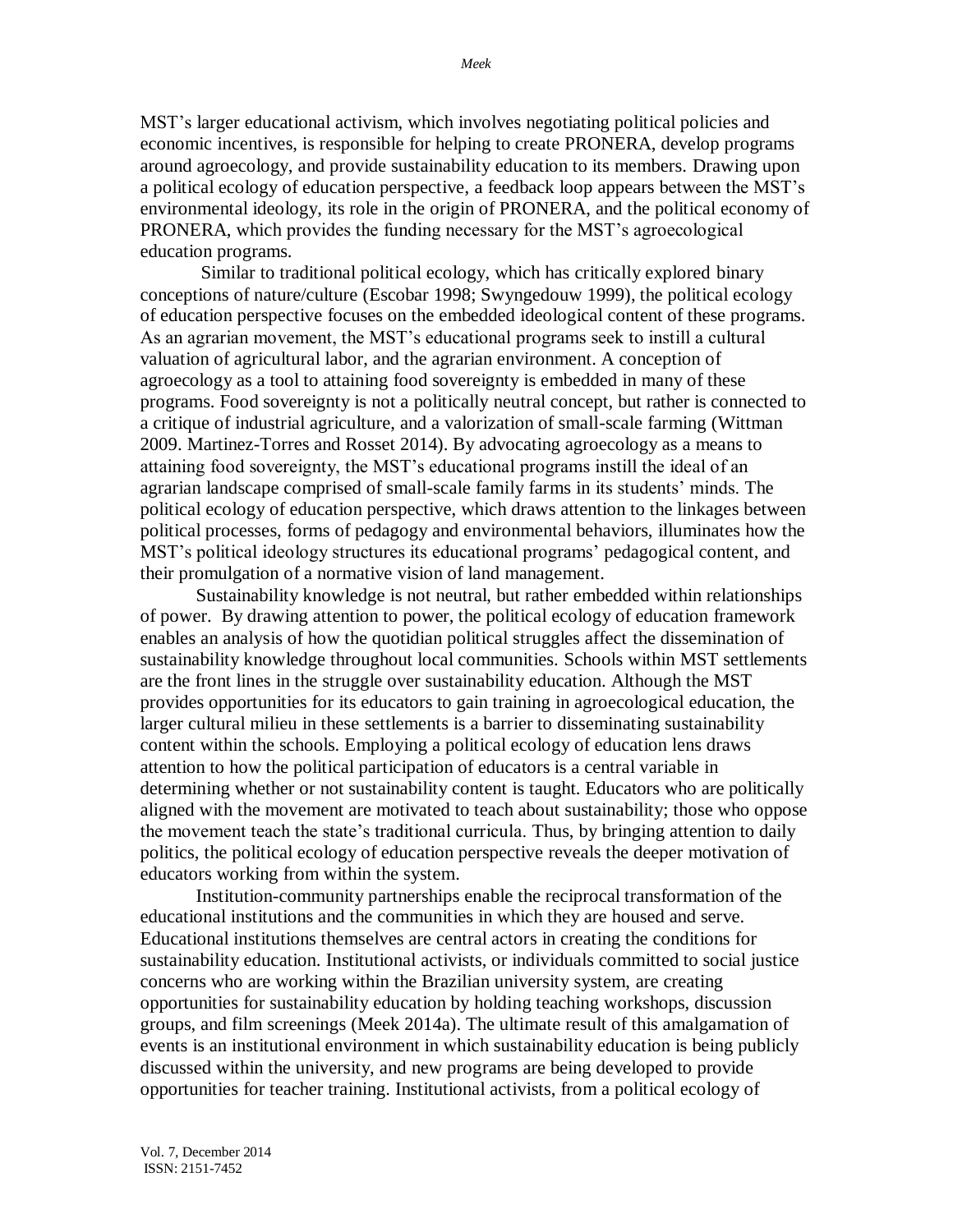MST's larger educational activism, which involves negotiating political policies and economic incentives, is responsible for helping to create PRONERA, develop programs around agroecology, and provide sustainability education to its members. Drawing upon a political ecology of education perspective, a feedback loop appears between the MST's environmental ideology, its role in the origin of PRONERA, and the political economy of PRONERA, which provides the funding necessary for the MST's agroecological education programs.

Similar to traditional political ecology, which has critically explored binary conceptions of nature/culture (Escobar 1998; Swyngedouw 1999), the political ecology of education perspective focuses on the embedded ideological content of these programs. As an agrarian movement, the MST's educational programs seek to instill a cultural valuation of agricultural labor, and the agrarian environment. A conception of agroecology as a tool to attaining food sovereignty is embedded in many of these programs. Food sovereignty is not a politically neutral concept, but rather is connected to a critique of industrial agriculture, and a valorization of small-scale farming (Wittman 2009. Martinez-Torres and Rosset 2014). By advocating agroecology as a means to attaining food sovereignty, the MST's educational programs instill the ideal of an agrarian landscape comprised of small-scale family farms in its students' minds. The political ecology of education perspective, which draws attention to the linkages between political processes, forms of pedagogy and environmental behaviors, illuminates how the MST's political ideology structures its educational programs' pedagogical content, and their promulgation of a normative vision of land management.

Sustainability knowledge is not neutral, but rather embedded within relationships of power. By drawing attention to power, the political ecology of education framework enables an analysis of how the quotidian political struggles affect the dissemination of sustainability knowledge throughout local communities. Schools within MST settlements are the front lines in the struggle over sustainability education. Although the MST provides opportunities for its educators to gain training in agroecological education, the larger cultural milieu in these settlements is a barrier to disseminating sustainability content within the schools. Employing a political ecology of education lens draws attention to how the political participation of educators is a central variable in determining whether or not sustainability content is taught. Educators who are politically aligned with the movement are motivated to teach about sustainability; those who oppose the movement teach the state's traditional curricula. Thus, by bringing attention to daily politics, the political ecology of education perspective reveals the deeper motivation of educators working from within the system.

Institution-community partnerships enable the reciprocal transformation of the educational institutions and the communities in which they are housed and serve. Educational institutions themselves are central actors in creating the conditions for sustainability education. Institutional activists, or individuals committed to social justice concerns who are working within the Brazilian university system, are creating opportunities for sustainability education by holding teaching workshops, discussion groups, and film screenings (Meek 2014a). The ultimate result of this amalgamation of events is an institutional environment in which sustainability education is being publicly discussed within the university, and new programs are being developed to provide opportunities for teacher training. Institutional activists, from a political ecology of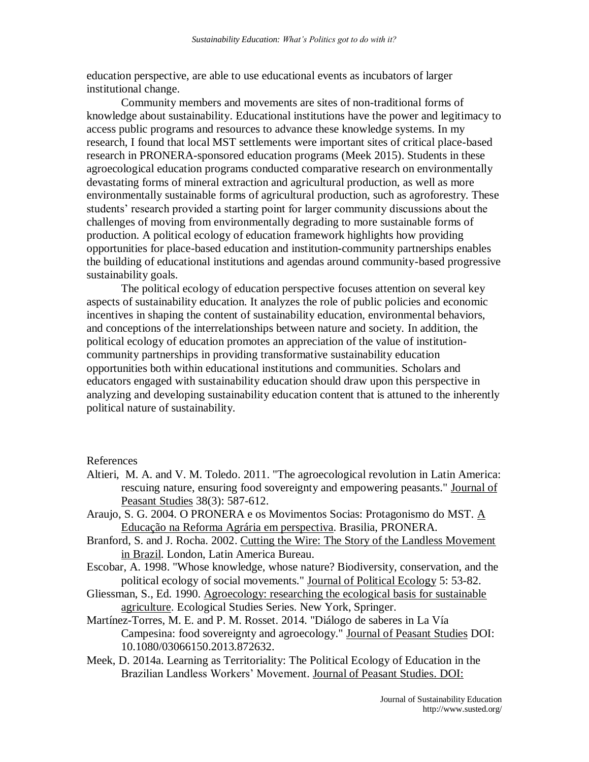education perspective, are able to use educational events as incubators of larger institutional change.

Community members and movements are sites of non-traditional forms of knowledge about sustainability. Educational institutions have the power and legitimacy to access public programs and resources to advance these knowledge systems. In my research, I found that local MST settlements were important sites of critical place-based research in PRONERA-sponsored education programs (Meek 2015). Students in these agroecological education programs conducted comparative research on environmentally devastating forms of mineral extraction and agricultural production, as well as more environmentally sustainable forms of agricultural production, such as agroforestry. These students' research provided a starting point for larger community discussions about the challenges of moving from environmentally degrading to more sustainable forms of production. A political ecology of education framework highlights how providing opportunities for place-based education and institution-community partnerships enables the building of educational institutions and agendas around community-based progressive sustainability goals.

The political ecology of education perspective focuses attention on several key aspects of sustainability education. It analyzes the role of public policies and economic incentives in shaping the content of sustainability education, environmental behaviors, and conceptions of the interrelationships between nature and society. In addition, the political ecology of education promotes an appreciation of the value of institution-community partnerships in providing transformative sustainability education opportunities both within educational institutions and communities. Scholars and educators engaged with sustainability education should draw upon this perspective in analyzing and developing sustainability education content that is attuned to the inherently political nature of sustainability.

References

Altieri, M. A. and V. M. Toledo. 2011. "The agroecological revolution in Latin America: rescuing nature, ensuring food sovereignty and empowering peasants." Journal of Peasant Studies 38(3): 587-612.

Araujo, S. G. 2004. O PRONERA e os Movimentos Socias: Protagonismo do MST. A Educação na Reforma Agrária em perspectiva. Brasilia, PRONERA.

Branford, S. and J. Rocha. 2002. Cutting the Wire: The Story of the Landless Movement in Brazil. London, Latin America Bureau.

Escobar, A. 1998. "Whose knowledge, whose nature? Biodiversity, conservation, and the political ecology of social movements." Journal of Political Ecology 5: 53-82.

Gliessman, S., Ed. 1990. Agroecology: researching the ecological basis for sustainable agriculture. Ecological Studies Series. New York, Springer.

Martínez-Torres, M. E. and P. M. Rosset. 2014. "Diálogo de saberes in La Vía Campesina: food sovereignty and agroecology." Journal of Peasant Studies DOI: 10.1080/03066150.2013.872632.

Meek, D. 2014a. Learning as Territoriality: The Political Ecology of Education in the Brazilian Landless Workers' Movement. Journal of Peasant Studies. DOI: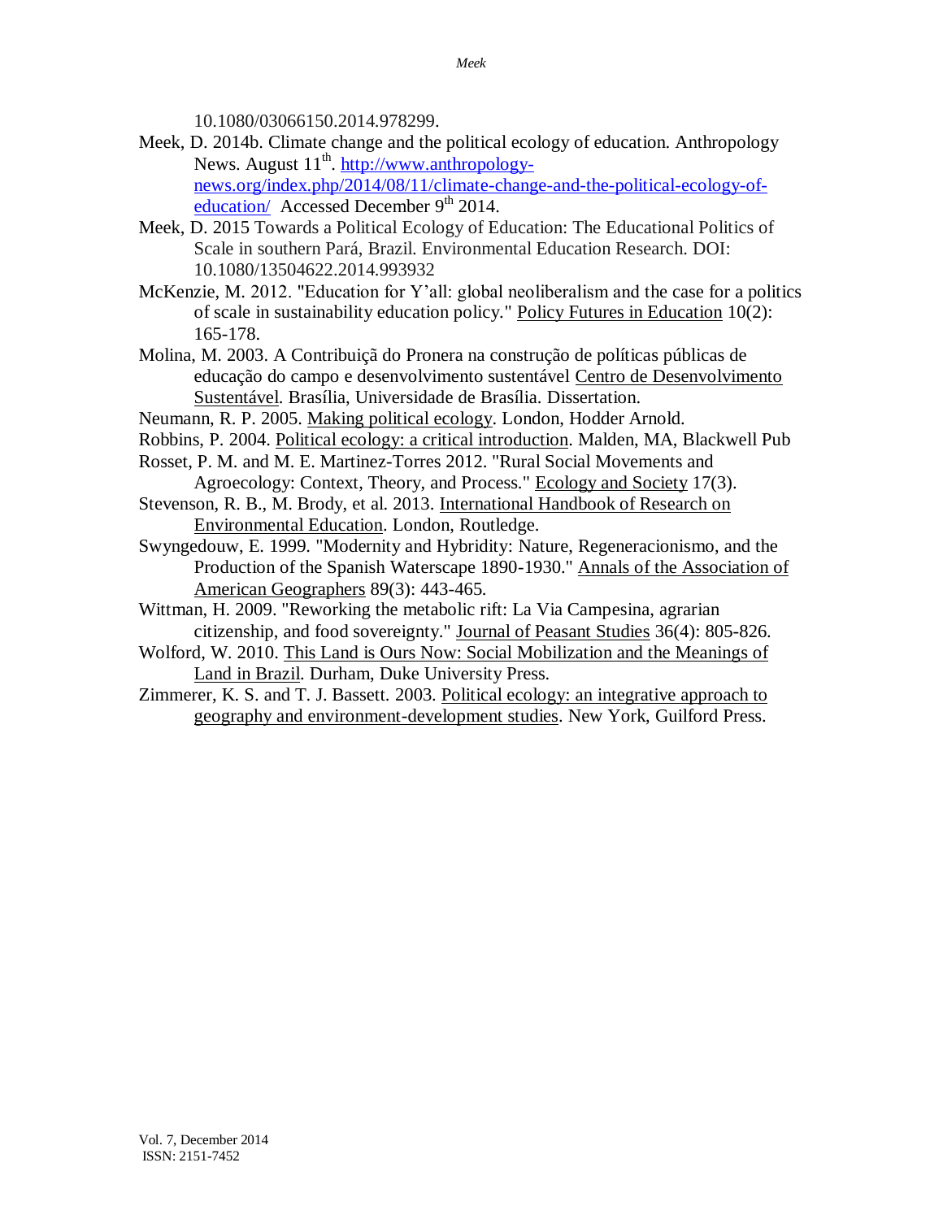10.1080/03066150.2014.978299.

Meek, D. 2014b. Climate change and the political ecology of education. Anthropology News. August 11th. http://www.anthropology-news.org/index.php/2014/08/11/climate-change-and-the-political-ecology-of-education/ Accessed December 9th 2014.

Meek, D. 2015 Towards a Political Ecology of Education: The Educational Politics of Scale in southern Pará, Brazil. Environmental Education Research. DOI: 10.1080/13504622.2014.993932

McKenzie, M. 2012. "Education for Y'all: global neoliberalism and the case for a politics of scale in sustainability education policy." Policy Futures in Education 10(2): 165-178.

Molina, M. 2003. A Contribuiçã do Pronera na construção de políticas públicas de educação do campo e desenvolvimento sustentável Centro de Desenvolvimento Sustentável. Brasília, Universidade de Brasília. Dissertation.

Neumann, R. P. 2005. Making political ecology. London, Hodder Arnold.

Robbins, P. 2004. Political ecology: a critical introduction. Malden, MA, Blackwell Pub

Rosset, P. M. and M. E. Martinez-Torres 2012. "Rural Social Movements and Agroecology: Context, Theory, and Process." Ecology and Society 17(3).

Stevenson, R. B., M. Brody, et al. 2013. International Handbook of Research on Environmental Education. London, Routledge.

Swyngedouw, E. 1999. "Modernity and Hybridity: Nature, Regeneracionismo, and the Production of the Spanish Waterscape 1890-1930." Annals of the Association of American Geographers 89(3): 443-465.

Wittman, H. 2009. "Reworking the metabolic rift: La Via Campesina, agrarian citizenship, and food sovereignty." Journal of Peasant Studies 36(4): 805-826.

Wolford, W. 2010. This Land is Ours Now: Social Mobilization and the Meanings of Land in Brazil. Durham, Duke University Press.

Zimmerer, K. S. and T. J. Bassett. 2003. Political ecology: an integrative approach to geography and environment-development studies. New York, Guilford Press.